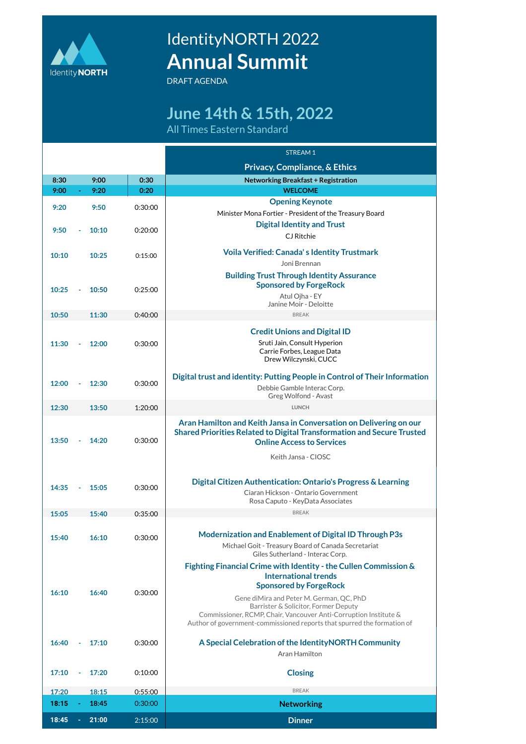IdentityNORTH

# IdentityNORTH 2022
# Annual Summit

DRAFT AGENDA

## June 14th & 15th, 2022

All Times Eastern Standard

| Start | | End | Duration | STREAM 1<br>Privacy, Compliance, & Ethics |
|---|---|---|---|---|
| 8:30 | | 9:00 | 0:30 | Networking Breakfast + Registration |
| 9:00 | - | 9:20 | 0:20 | WELCOME |
| 9:20 | | 9:50 | 0:30:00 | **Opening Keynote**<br>Minister Mona Fortier - President of the Treasury Board |
| 9:50 | - | 10:10 | 0:20:00 | **Digital Identity and Trust**<br>CJ Ritchie |
| 10:10 | | 10:25 | 0:15:00 | **Voila Verified: Canada' s Identity Trustmark**<br>Joni Brennan |
| 10:25 | - | 10:50 | 0:25:00 | **Building Trust Through Identity Assurance**<br>**Sponsored by ForgeRock**<br>Atul Ojha - EY<br>Janine Moir - Deloitte |
| 10:50 | | 11:30 | 0:40:00 | BREAK |
| 11:30 | - | 12:00 | 0:30:00 | **Credit Unions and Digital ID**<br>Sruti Jain, Consult Hyperion<br>Carrie Forbes, League Data<br>Drew Wilczynski, CUCC |
| 12:00 | - | 12:30 | 0:30:00 | **Digital trust and identity: Putting People in Control of Their Information**<br>Debbie Gamble Interac Corp.<br>Greg Wolfond - Avast |
| 12:30 | | 13:50 | 1:20:00 | LUNCH |
| 13:50 | - | 14:20 | 0:30:00 | **Aran Hamilton and Keith Jansa in Conversation on Delivering on our Shared Priorities Related to Digital Transformation and Secure Trusted Online Access to Services**<br>Keith Jansa - CIOSC |
| 14:35 | - | 15:05 | 0:30:00 | **Digital Citizen Authentication: Ontario's Progress & Learning**<br>Ciaran Hickson - Ontario Government<br>Rosa Caputo - KeyData Associates |
| 15:05 | | 15:40 | 0:35:00 | BREAK |
| 15:40 | | 16:10 | 0:30:00 | **Modernization and Enablement of Digital ID Through P3s**<br>Michael Goit - Treasury Board of Canada Secretariat<br>Giles Sutherland - Interac Corp. |
| 16:10 | | 16:40 | 0:30:00 | **Fighting Financial Crime with Identity - the Cullen Commission & International trends**<br>**Sponsored by ForgeRock**<br>Gene diMira and Peter M. German, QC, PhD<br>Barrister & Solicitor, Former Deputy<br>Commissioner, RCMP, Chair, Vancouver Anti-Corruption Institute &<br>Author of government-commissioned reports that spurred the formation of |
| 16:40 | - | 17:10 | 0:30:00 | **A Special Celebration of the IdentityNORTH Community**<br>Aran Hamilton |
| 17:10 | - | 17:20 | 0:10:00 | **Closing** |
| 17:20 | | 18:15 | 0:55:00 | BREAK |
| 18:15 | - | 18:45 | 0:30:00 | **Networking** |
| 18:45 | - | 21:00 | 2:15:00 | **Dinner** |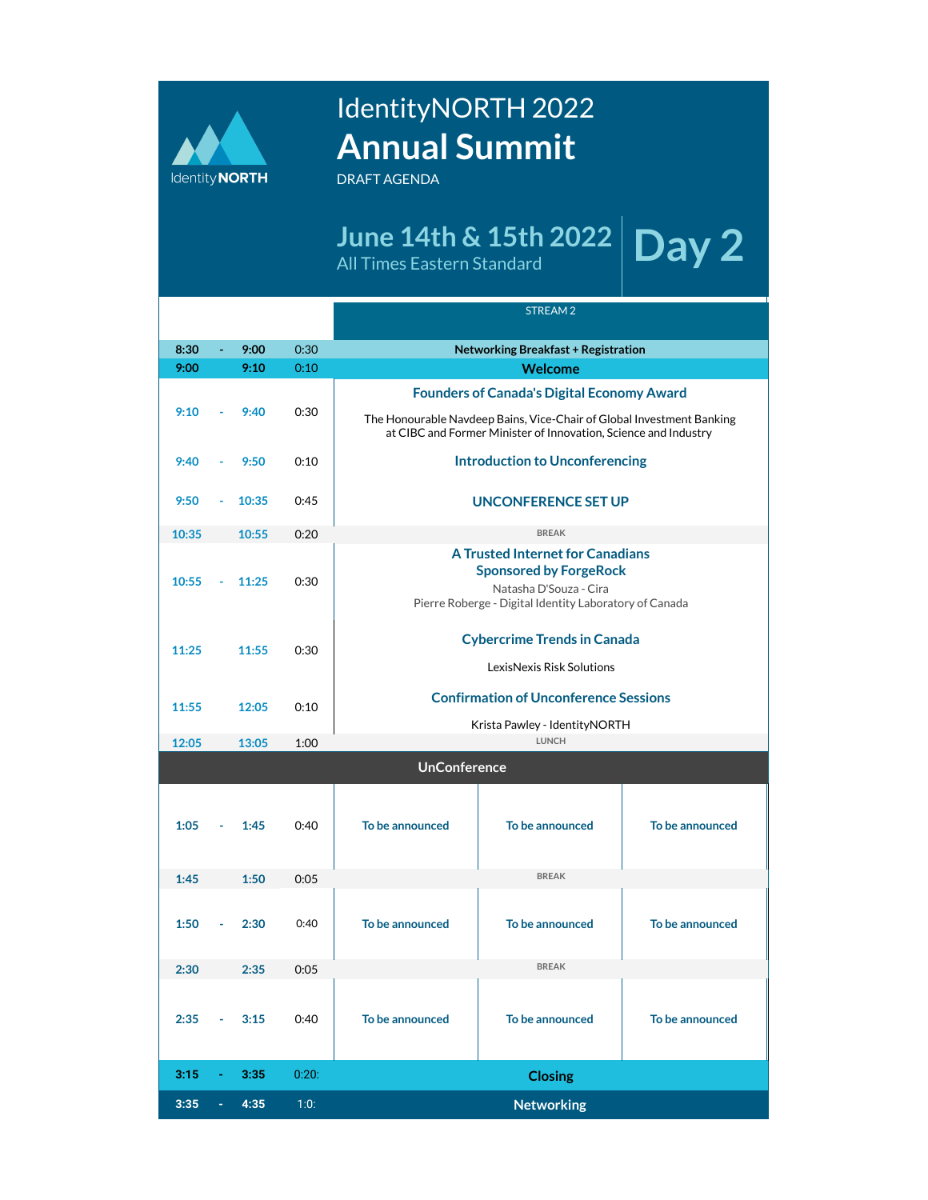IdentityNORTH

# IdentityNORTH 2022

# Annual Summit

DRAFT AGENDA

## June 14th & 15th 2022

All Times Eastern Standard

## Day 2

| Start | | End | Duration | STREAM 2 | | |
|---|---|---|---|---|---|---|
| 8:30 | - | 9:00 | 0:30 | **Networking Breakfast + Registration** | | |
| 9:00 | | 9:10 | 0:10 | **Welcome** | | |
| 9:10 | - | 9:40 | 0:30 | **Founders of Canada's Digital Economy Award**<br>The Honourable Navdeep Bains, Vice-Chair of Global Investment Banking at CIBC and Former Minister of Innovation, Science and Industry | | |
| 9:40 | - | 9:50 | 0:10 | **Introduction to Unconferencing** | | |
| 9:50 | - | 10:35 | 0:45 | **UNCONFERENCE SET UP** | | |
| 10:35 | | 10:55 | 0:20 | BREAK | | |
| 10:55 | - | 11:25 | 0:30 | **A Trusted Internet for Canadians Sponsored by ForgeRock**<br>Natasha D'Souza - Cira<br>Pierre Roberge - Digital Identity Laboratory of Canada | | |
| 11:25 | | 11:55 | 0:30 | **Cybercrime Trends in Canada**<br>LexisNexis Risk Solutions | | |
| 11:55 | | 12:05 | 0:10 | **Confirmation of Unconference Sessions**<br>Krista Pawley - IdentityNORTH | | |
| 12:05 | | 13:05 | 1:00 | LUNCH | | |
| | | | | **UnConference** | | |
| 1:05 | - | 1:45 | 0:40 | To be announced | To be announced | To be announced |
| 1:45 | | 1:50 | 0:05 | BREAK | | |
| 1:50 | - | 2:30 | 0:40 | To be announced | To be announced | To be announced |
| 2:30 | | 2:35 | 0:05 | BREAK | | |
| 2:35 | - | 3:15 | 0:40 | To be announced | To be announced | To be announced |
| 3:15 | - | 3:35 | 0:20: | **Closing** | | |
| 3:35 | - | 4:35 | 1:0: | **Networking** | | |